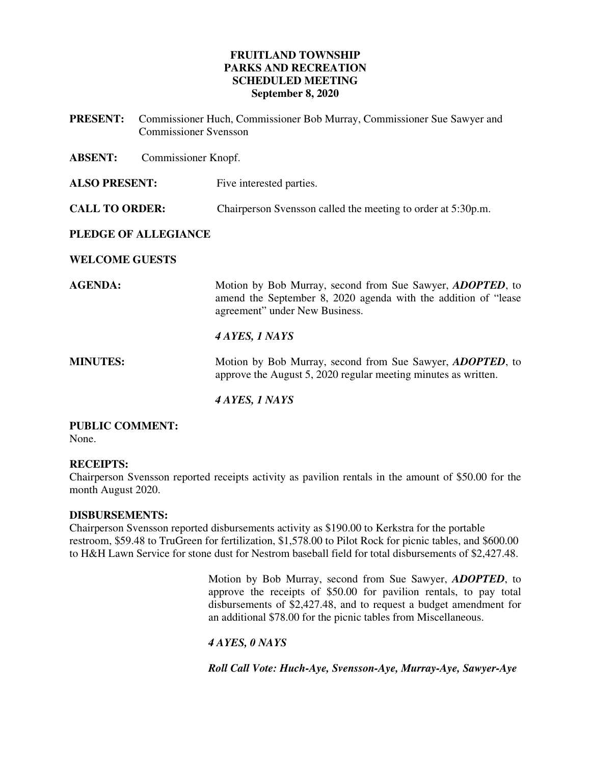**FRUITLAND TOWNSHIP**
**PARKS AND RECREATION**
**SCHEDULED MEETING**
**September 8, 2020**

**PRESENT:** Commissioner Huch, Commissioner Bob Murray, Commissioner Sue Sawyer and Commissioner Svensson

**ABSENT:** Commissioner Knopf.

**ALSO PRESENT:** Five interested parties.

**CALL TO ORDER:** Chairperson Svensson called the meeting to order at 5:30p.m.

**PLEDGE OF ALLEGIANCE**

**WELCOME GUESTS**

**AGENDA:** Motion by Bob Murray, second from Sue Sawyer, ***ADOPTED***, to amend the September 8, 2020 agenda with the addition of "lease agreement" under New Business.

***4 AYES, 1 NAYS***

**MINUTES:** Motion by Bob Murray, second from Sue Sawyer, ***ADOPTED***, to approve the August 5, 2020 regular meeting minutes as written.

***4 AYES, 1 NAYS***

**PUBLIC COMMENT:**
None.

**RECEIPTS:**
Chairperson Svensson reported receipts activity as pavilion rentals in the amount of $50.00 for the month August 2020.

**DISBURSEMENTS:**
Chairperson Svensson reported disbursements activity as $190.00 to Kerkstra for the portable restroom, $59.48 to TruGreen for fertilization, $1,578.00 to Pilot Rock for picnic tables, and $600.00 to H&H Lawn Service for stone dust for Nestrom baseball field for total disbursements of $2,427.48.

Motion by Bob Murray, second from Sue Sawyer, ***ADOPTED***, to approve the receipts of $50.00 for pavilion rentals, to pay total disbursements of $2,427.48, and to request a budget amendment for an additional $78.00 for the picnic tables from Miscellaneous.

***4 AYES, 0 NAYS***

***Roll Call Vote: Huch-Aye, Svensson-Aye, Murray-Aye, Sawyer-Aye***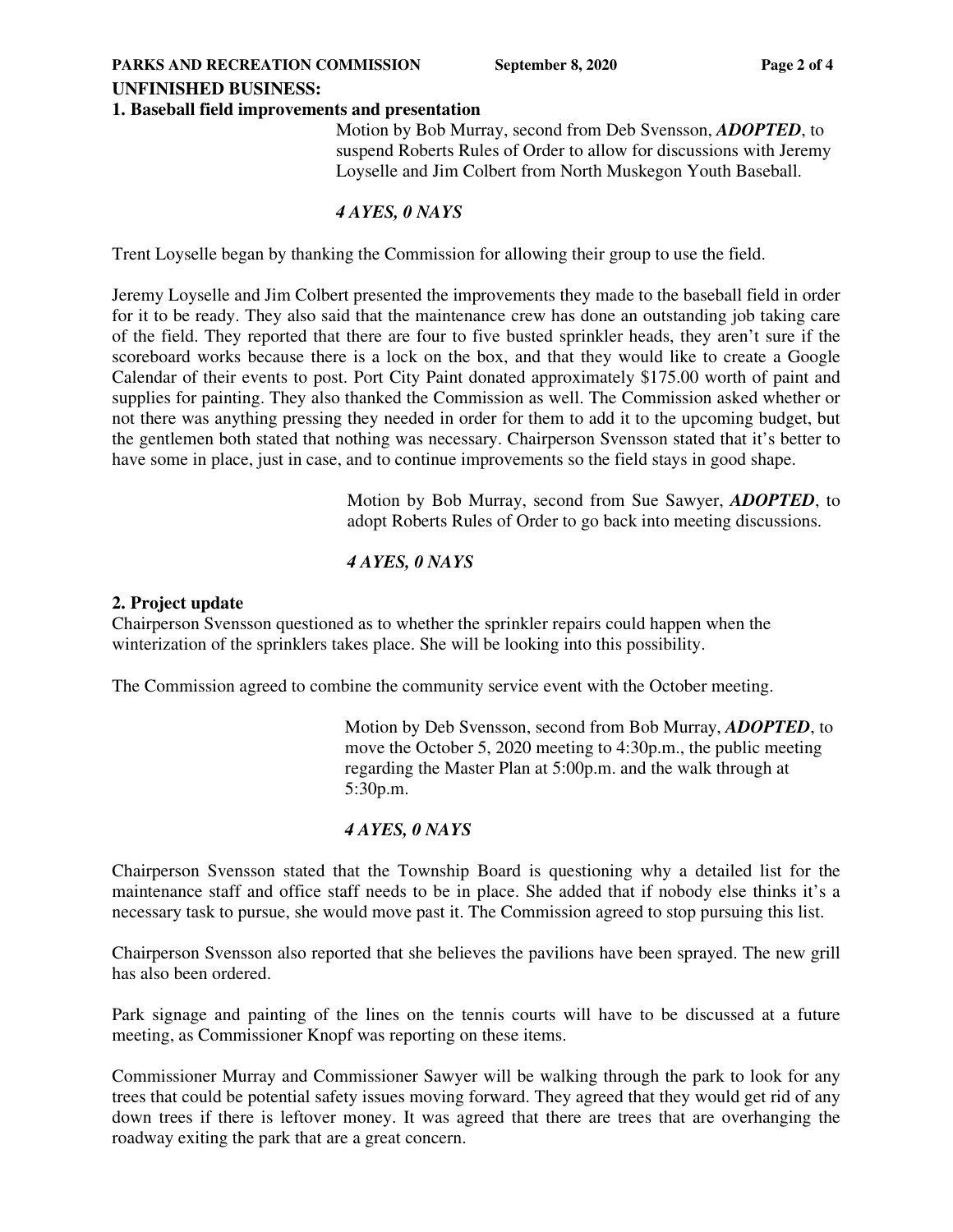## UNFINISHED BUSINESS:

### 1. Baseball field improvements and presentation

Motion by Bob Murray, second from Deb Svensson, ***ADOPTED***, to suspend Roberts Rules of Order to allow for discussions with Jeremy Loyselle and Jim Colbert from North Muskegon Youth Baseball.

***4 AYES, 0 NAYS***

Trent Loyselle began by thanking the Commission for allowing their group to use the field.

Jeremy Loyselle and Jim Colbert presented the improvements they made to the baseball field in order for it to be ready. They also said that the maintenance crew has done an outstanding job taking care of the field. They reported that there are four to five busted sprinkler heads, they aren't sure if the scoreboard works because there is a lock on the box, and that they would like to create a Google Calendar of their events to post. Port City Paint donated approximately $175.00 worth of paint and supplies for painting. They also thanked the Commission as well. The Commission asked whether or not there was anything pressing they needed in order for them to add it to the upcoming budget, but the gentlemen both stated that nothing was necessary. Chairperson Svensson stated that it's better to have some in place, just in case, and to continue improvements so the field stays in good shape.

Motion by Bob Murray, second from Sue Sawyer, ***ADOPTED***, to adopt Roberts Rules of Order to go back into meeting discussions.

***4 AYES, 0 NAYS***

### 2. Project update

Chairperson Svensson questioned as to whether the sprinkler repairs could happen when the winterization of the sprinklers takes place. She will be looking into this possibility.

The Commission agreed to combine the community service event with the October meeting.

Motion by Deb Svensson, second from Bob Murray, ***ADOPTED***, to move the October 5, 2020 meeting to 4:30p.m., the public meeting regarding the Master Plan at 5:00p.m. and the walk through at 5:30p.m.

***4 AYES, 0 NAYS***

Chairperson Svensson stated that the Township Board is questioning why a detailed list for the maintenance staff and office staff needs to be in place. She added that if nobody else thinks it's a necessary task to pursue, she would move past it. The Commission agreed to stop pursuing this list.

Chairperson Svensson also reported that she believes the pavilions have been sprayed. The new grill has also been ordered.

Park signage and painting of the lines on the tennis courts will have to be discussed at a future meeting, as Commissioner Knopf was reporting on these items.

Commissioner Murray and Commissioner Sawyer will be walking through the park to look for any trees that could be potential safety issues moving forward. They agreed that they would get rid of any down trees if there is leftover money. It was agreed that there are trees that are overhanging the roadway exiting the park that are a great concern.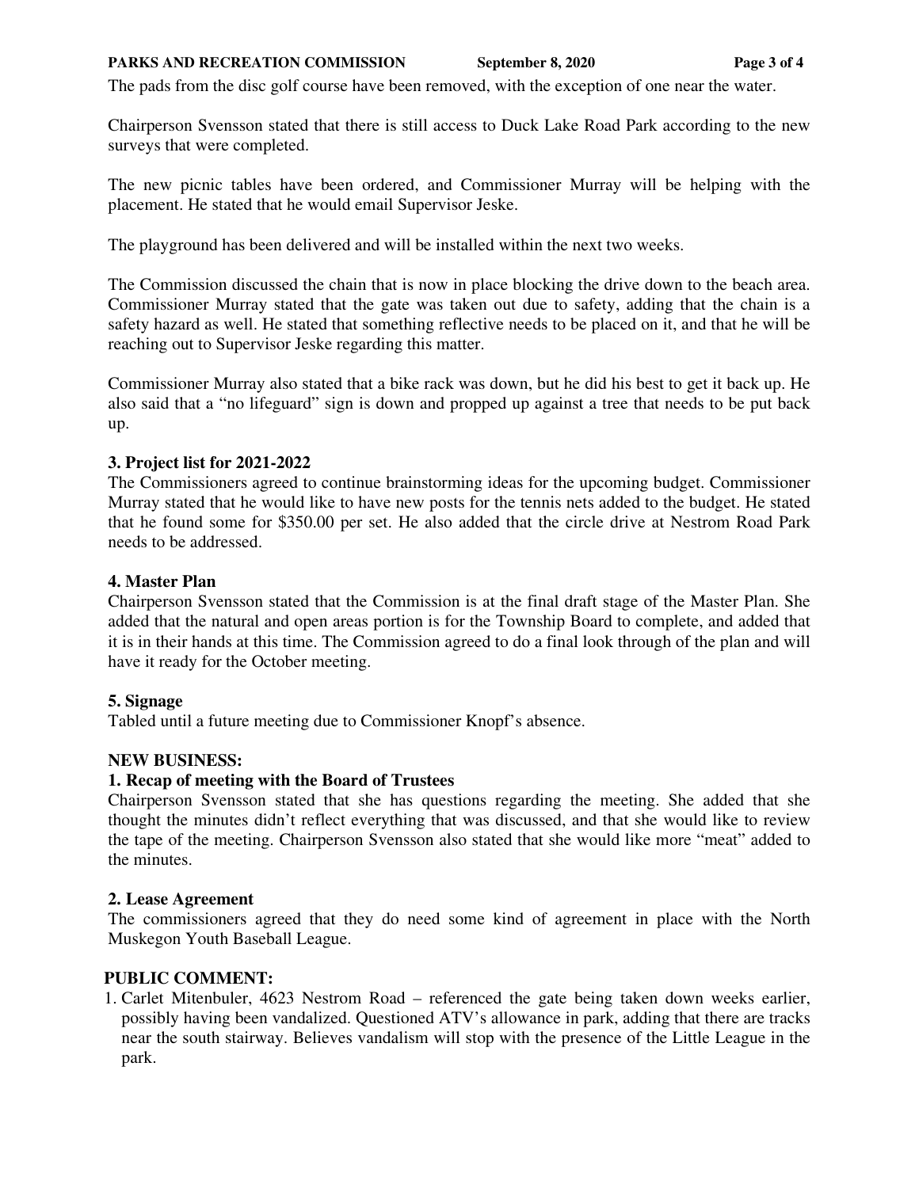The pads from the disc golf course have been removed, with the exception of one near the water.

Chairperson Svensson stated that there is still access to Duck Lake Road Park according to the new surveys that were completed.

The new picnic tables have been ordered, and Commissioner Murray will be helping with the placement. He stated that he would email Supervisor Jeske.

The playground has been delivered and will be installed within the next two weeks.

The Commission discussed the chain that is now in place blocking the drive down to the beach area. Commissioner Murray stated that the gate was taken out due to safety, adding that the chain is a safety hazard as well. He stated that something reflective needs to be placed on it, and that he will be reaching out to Supervisor Jeske regarding this matter.

Commissioner Murray also stated that a bike rack was down, but he did his best to get it back up. He also said that a "no lifeguard" sign is down and propped up against a tree that needs to be put back up.

**3. Project list for 2021-2022**
The Commissioners agreed to continue brainstorming ideas for the upcoming budget. Commissioner Murray stated that he would like to have new posts for the tennis nets added to the budget. He stated that he found some for $350.00 per set. He also added that the circle drive at Nestrom Road Park needs to be addressed.

**4. Master Plan**
Chairperson Svensson stated that the Commission is at the final draft stage of the Master Plan. She added that the natural and open areas portion is for the Township Board to complete, and added that it is in their hands at this time. The Commission agreed to do a final look through of the plan and will have it ready for the October meeting.

**5. Signage**
Tabled until a future meeting due to Commissioner Knopf's absence.

**NEW BUSINESS:**

**1. Recap of meeting with the Board of Trustees**
Chairperson Svensson stated that she has questions regarding the meeting. She added that she thought the minutes didn't reflect everything that was discussed, and that she would like to review the tape of the meeting. Chairperson Svensson also stated that she would like more "meat" added to the minutes.

**2. Lease Agreement**
The commissioners agreed that they do need some kind of agreement in place with the North Muskegon Youth Baseball League.

**PUBLIC COMMENT:**

1. Carlet Mitenbuler, 4623 Nestrom Road – referenced the gate being taken down weeks earlier, possibly having been vandalized. Questioned ATV's allowance in park, adding that there are tracks near the south stairway. Believes vandalism will stop with the presence of the Little League in the park.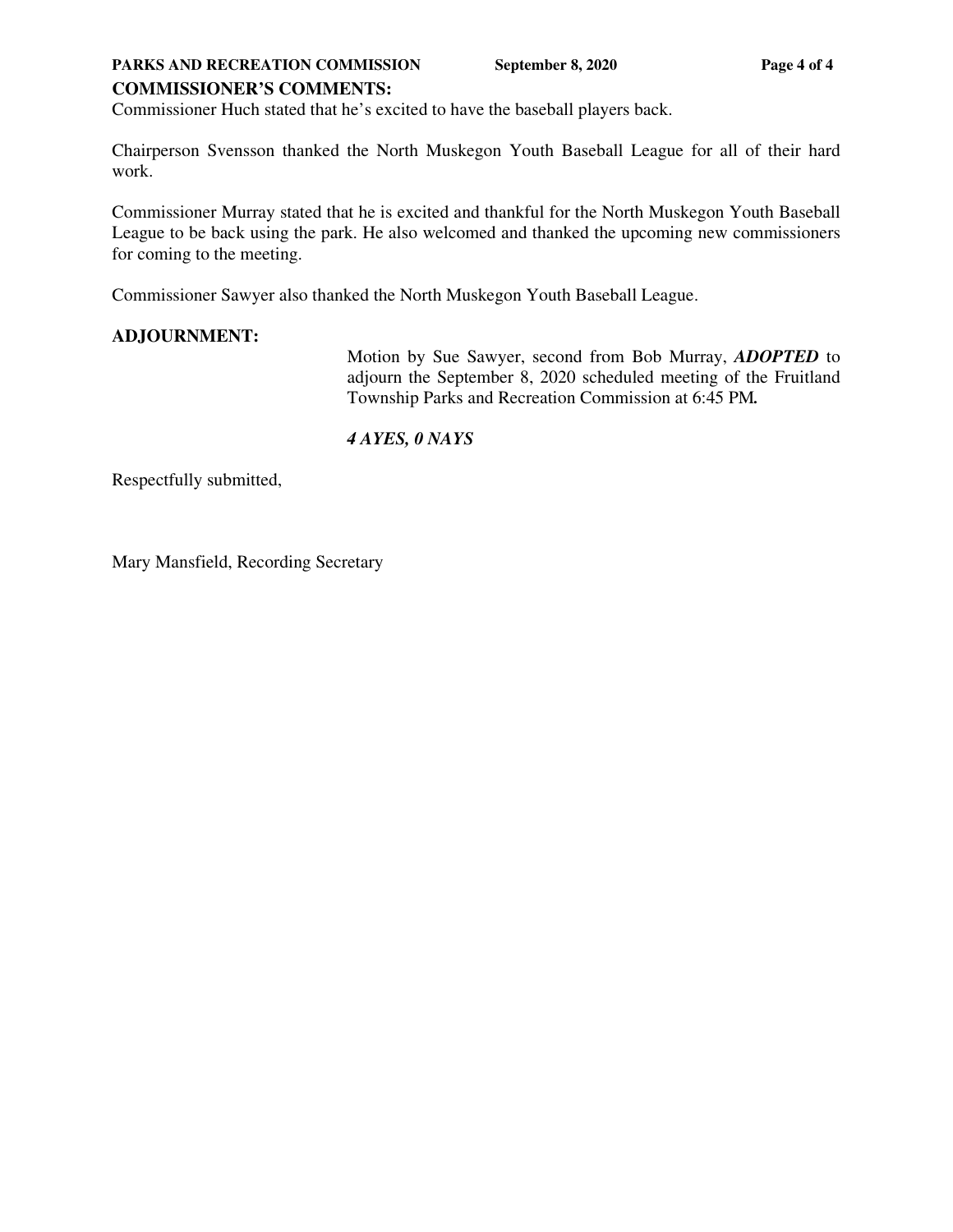## COMMISSIONER'S COMMENTS:

Commissioner Huch stated that he's excited to have the baseball players back.

Chairperson Svensson thanked the North Muskegon Youth Baseball League for all of their hard work.

Commissioner Murray stated that he is excited and thankful for the North Muskegon Youth Baseball League to be back using the park. He also welcomed and thanked the upcoming new commissioners for coming to the meeting.

Commissioner Sawyer also thanked the North Muskegon Youth Baseball League.

## ADJOURNMENT:

Motion by Sue Sawyer, second from Bob Murray, ***ADOPTED*** to adjourn the September 8, 2020 scheduled meeting of the Fruitland Township Parks and Recreation Commission at 6:45 PM**.**

***4 AYES, 0 NAYS***

Respectfully submitted,

Mary Mansfield, Recording Secretary